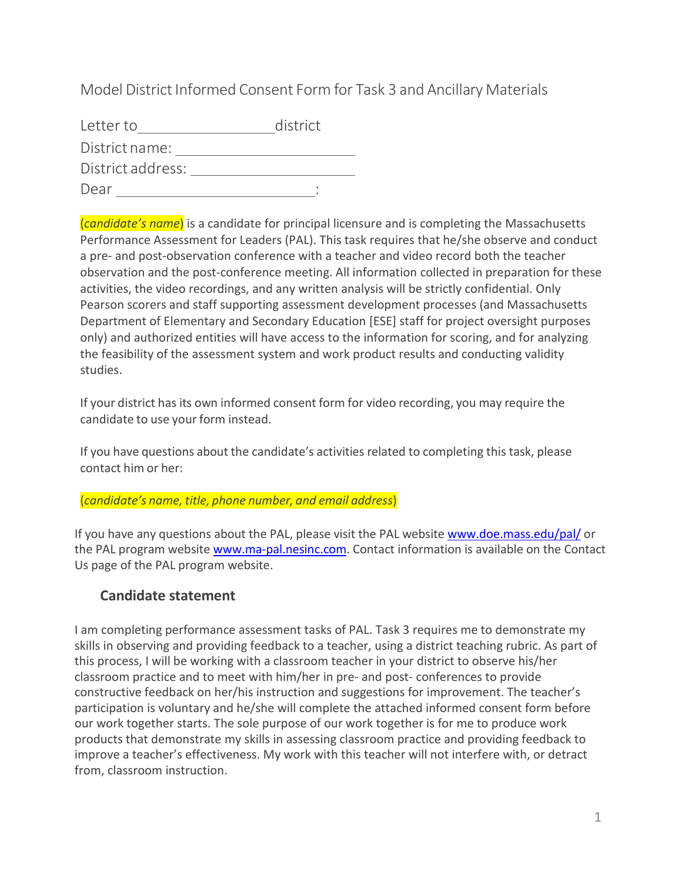# Model District Informed Consent Form for Task 3 and Ancillary Materials

Letter to \_\_\_\_\_\_\_\_\_\_\_\_\_\_\_\_\_\_ district

District name: \_\_\_\_\_\_\_\_\_\_\_\_\_\_\_\_\_\_\_\_\_\_\_\_

District address: \_\_\_\_\_\_\_\_\_\_\_\_\_\_\_\_\_\_\_\_\_\_

Dear \_\_\_\_\_\_\_\_\_\_\_\_\_\_\_\_\_\_\_\_\_\_\_\_\_\_\_:

(*candidate's name*) is a candidate for principal licensure and is completing the Massachusetts Performance Assessment for Leaders (PAL). This task requires that he/she observe and conduct a pre- and post-observation conference with a teacher and video record both the teacher observation and the post-conference meeting. All information collected in preparation for these activities, the video recordings, and any written analysis will be strictly confidential. Only Pearson scorers and staff supporting assessment development processes (and Massachusetts Department of Elementary and Secondary Education [ESE] staff for project oversight purposes only) and authorized entities will have access to the information for scoring, and for analyzing the feasibility of the assessment system and work product results and conducting validity studies.

If your district has its own informed consent form for video recording, you may require the candidate to use your form instead.

If you have questions about the candidate's activities related to completing this task, please contact him or her:

(*candidate's name, title, phone number, and email address*)

If you have any questions about the PAL, please visit the PAL website www.doe.mass.edu/pal/ or the PAL program website www.ma-pal.nesinc.com. Contact information is available on the Contact Us page of the PAL program website.

## Candidate statement

I am completing performance assessment tasks of PAL. Task 3 requires me to demonstrate my skills in observing and providing feedback to a teacher, using a district teaching rubric. As part of this process, I will be working with a classroom teacher in your district to observe his/her classroom practice and to meet with him/her in pre- and post- conferences to provide constructive feedback on her/his instruction and suggestions for improvement. The teacher's participation is voluntary and he/she will complete the attached informed consent form before our work together starts. The sole purpose of our work together is for me to produce work products that demonstrate my skills in assessing classroom practice and providing feedback to improve a teacher's effectiveness. My work with this teacher will not interfere with, or detract from, classroom instruction.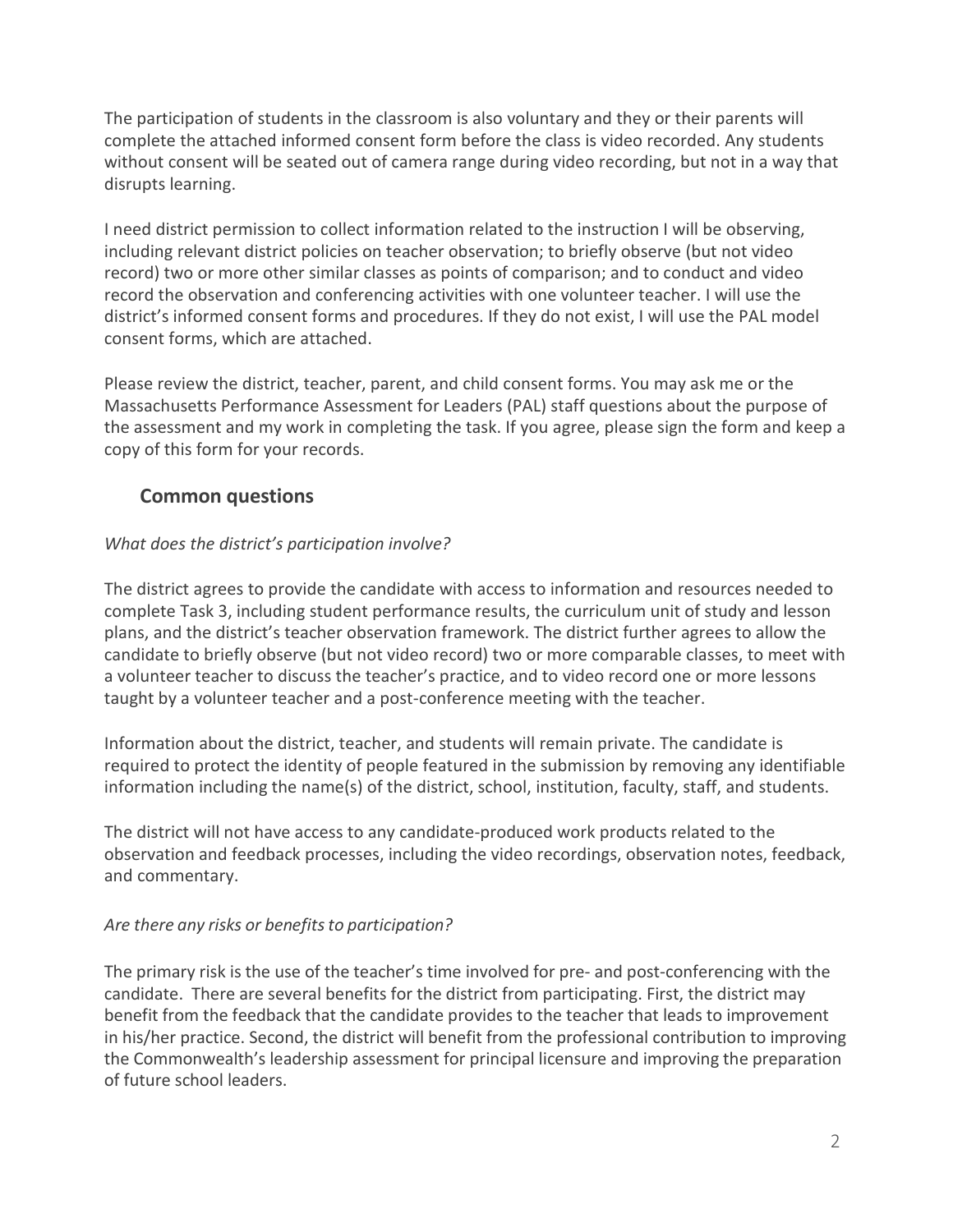The participation of students in the classroom is also voluntary and they or their parents will complete the attached informed consent form before the class is video recorded. Any students without consent will be seated out of camera range during video recording, but not in a way that disrupts learning.

I need district permission to collect information related to the instruction I will be observing, including relevant district policies on teacher observation; to briefly observe (but not video record) two or more other similar classes as points of comparison; and to conduct and video record the observation and conferencing activities with one volunteer teacher. I will use the district's informed consent forms and procedures. If they do not exist, I will use the PAL model consent forms, which are attached.

Please review the district, teacher, parent, and child consent forms. You may ask me or the Massachusetts Performance Assessment for Leaders (PAL) staff questions about the purpose of the assessment and my work in completing the task. If you agree, please sign the form and keep a copy of this form for your records.

## Common questions

*What does the district's participation involve?*

The district agrees to provide the candidate with access to information and resources needed to complete Task 3, including student performance results, the curriculum unit of study and lesson plans, and the district's teacher observation framework. The district further agrees to allow the candidate to briefly observe (but not video record) two or more comparable classes, to meet with a volunteer teacher to discuss the teacher's practice, and to video record one or more lessons taught by a volunteer teacher and a post-conference meeting with the teacher.

Information about the district, teacher, and students will remain private. The candidate is required to protect the identity of people featured in the submission by removing any identifiable information including the name(s) of the district, school, institution, faculty, staff, and students.

The district will not have access to any candidate-produced work products related to the observation and feedback processes, including the video recordings, observation notes, feedback, and commentary.

*Are there any risks or benefits to participation?*

The primary risk is the use of the teacher's time involved for pre- and post-conferencing with the candidate. There are several benefits for the district from participating. First, the district may benefit from the feedback that the candidate provides to the teacher that leads to improvement in his/her practice. Second, the district will benefit from the professional contribution to improving the Commonwealth's leadership assessment for principal licensure and improving the preparation of future school leaders.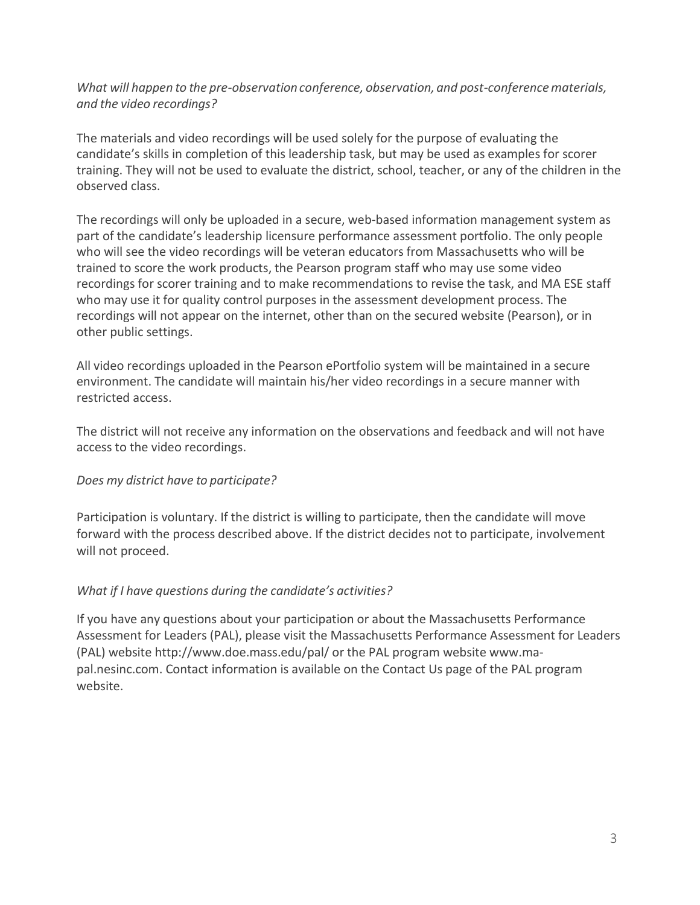*What will happen to the pre-observation conference, observation, and post-conference materials, and the video recordings?*

The materials and video recordings will be used solely for the purpose of evaluating the candidate's skills in completion of this leadership task, but may be used as examples for scorer training. They will not be used to evaluate the district, school, teacher, or any of the children in the observed class.

The recordings will only be uploaded in a secure, web-based information management system as part of the candidate's leadership licensure performance assessment portfolio. The only people who will see the video recordings will be veteran educators from Massachusetts who will be trained to score the work products, the Pearson program staff who may use some video recordings for scorer training and to make recommendations to revise the task, and MA ESE staff who may use it for quality control purposes in the assessment development process. The recordings will not appear on the internet, other than on the secured website (Pearson), or in other public settings.

All video recordings uploaded in the Pearson ePortfolio system will be maintained in a secure environment. The candidate will maintain his/her video recordings in a secure manner with restricted access.

The district will not receive any information on the observations and feedback and will not have access to the video recordings.

*Does my district have to participate?*

Participation is voluntary. If the district is willing to participate, then the candidate will move forward with the process described above. If the district decides not to participate, involvement will not proceed.

*What if I have questions during the candidate's activities?*

If you have any questions about your participation or about the Massachusetts Performance Assessment for Leaders (PAL), please visit the Massachusetts Performance Assessment for Leaders (PAL) website http://www.doe.mass.edu/pal/ or the PAL program website www.ma-pal.nesinc.com. Contact information is available on the Contact Us page of the PAL program website.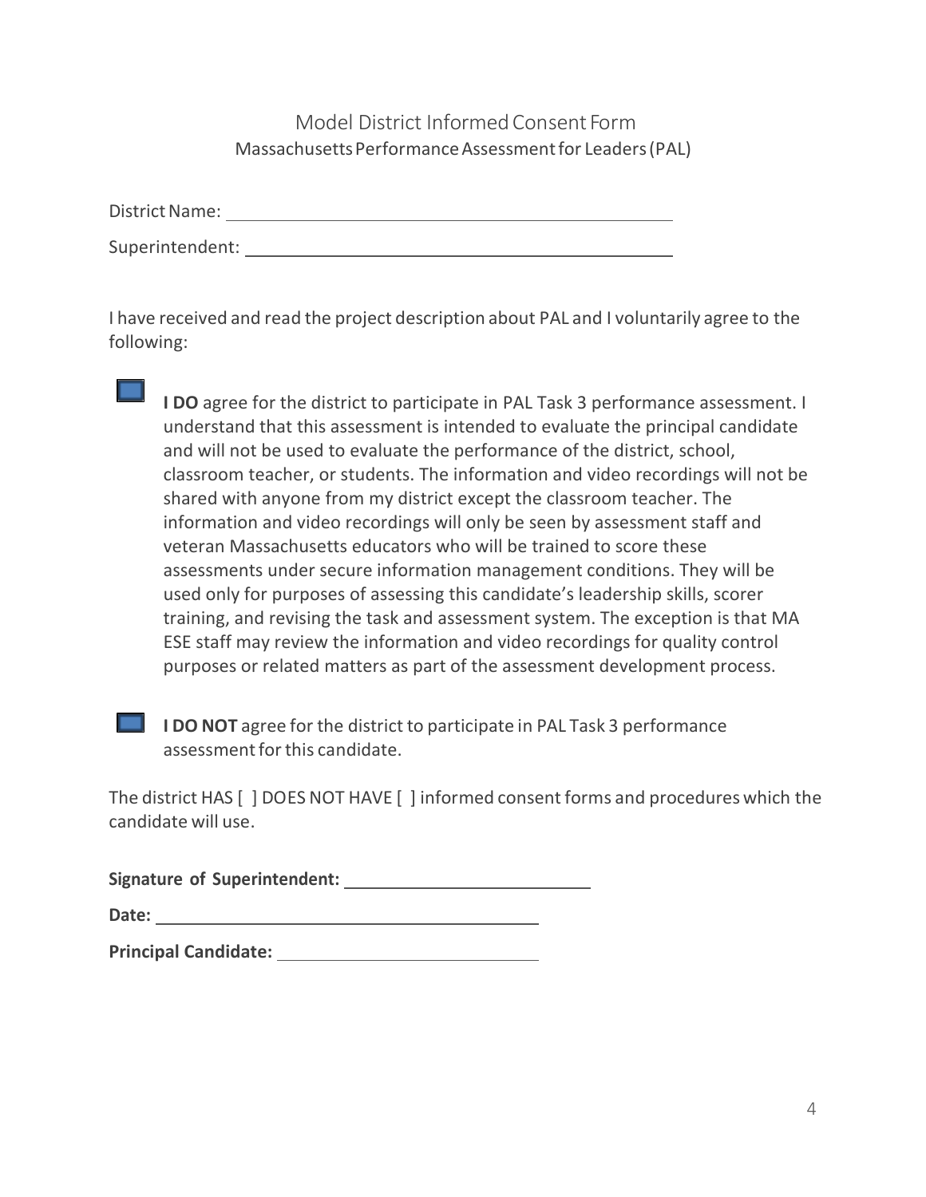# Model District Informed Consent Form

## Massachusetts Performance Assessment for Leaders (PAL)

District Name: \_\_\_\_\_\_\_\_\_\_\_\_\_\_\_\_\_\_\_\_\_\_\_\_\_\_\_\_\_\_\_\_\_\_\_\_\_\_\_\_

Superintendent: \_\_\_\_\_\_\_\_\_\_\_\_\_\_\_\_\_\_\_\_\_\_\_\_\_\_\_\_\_\_\_\_\_\_\_\_\_\_\_\_

I have received and read the project description about PAL and I voluntarily agree to the following:

- [ ] **I DO** agree for the district to participate in PAL Task 3 performance assessment. I understand that this assessment is intended to evaluate the principal candidate and will not be used to evaluate the performance of the district, school, classroom teacher, or students. The information and video recordings will not be shared with anyone from my district except the classroom teacher. The information and video recordings will only be seen by assessment staff and veteran Massachusetts educators who will be trained to score these assessments under secure information management conditions. They will be used only for purposes of assessing this candidate's leadership skills, scorer training, and revising the task and assessment system. The exception is that MA ESE staff may review the information and video recordings for quality control purposes or related matters as part of the assessment development process.

- [ ] **I DO NOT** agree for the district to participate in PAL Task 3 performance assessment for this candidate.

The district HAS [ ] DOES NOT HAVE [ ] informed consent forms and procedures which the candidate will use.

**Signature of Superintendent:** \_\_\_\_\_\_\_\_\_\_\_\_\_\_\_\_\_\_\_\_\_\_\_\_\_\_\_\_

**Date:** \_\_\_\_\_\_\_\_\_\_\_\_\_\_\_\_\_\_\_\_\_\_\_\_\_\_\_\_\_\_\_\_\_\_\_\_\_\_\_\_

**Principal Candidate:** \_\_\_\_\_\_\_\_\_\_\_\_\_\_\_\_\_\_\_\_\_\_\_\_\_\_\_\_